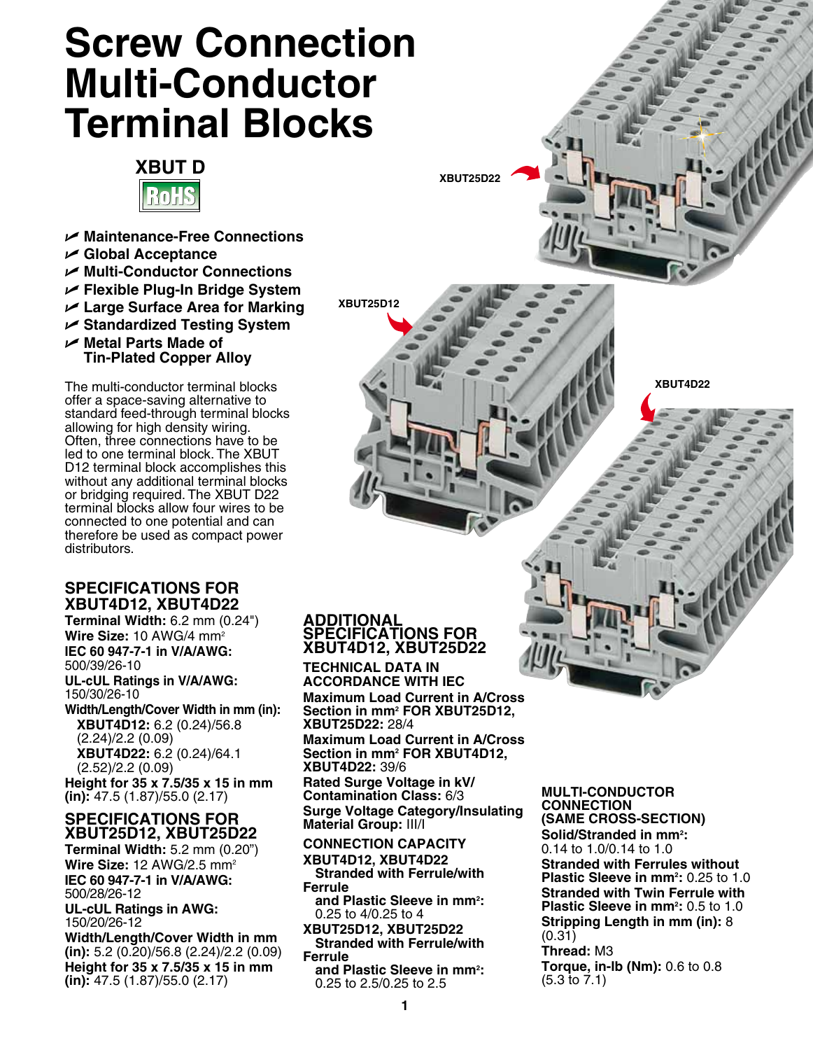# Screw Connection Multi-Conductor Terminal Blocks

## XBUT D

RoHS

- Maintenance-Free Connections
- Global Acceptance
- Multi-Conductor Connections
- Flexible Plug-In Bridge System
- Large Surface Area for Marking
- Standardized Testing System
- Metal Parts Made of Tin-Plated Copper Alloy

The multi-conductor terminal blocks offer a space-saving alternative to standard feed-through terminal blocks allowing for high density wiring. Often, three connections have to be led to one terminal block. The XBUT D12 terminal block accomplishes this without any additional terminal blocks or bridging required. The XBUT D22 terminal blocks allow four wires to be connected to one potential and can therefore be used as compact power distributors.

XBUT25D22

XBUT25D12

XBUT4D22

## SPECIFICATIONS FOR XBUT4D12, XBUT4D22

**Terminal Width:** 6.2 mm (0.24")

**Wire Size:** 10 AWG/4 mm²

**IEC 60 947-7-1 in V/A/AWG:** 500/39/26-10

**UL-cUL Ratings in V/A/AWG:** 150/30/26-10

**Width/Length/Cover Width in mm (in):**

**XBUT4D12:** 6.2 (0.24)/56.8 (2.24)/2.2 (0.09)

**XBUT4D22:** 6.2 (0.24)/64.1 (2.52)/2.2 (0.09)

**Height for 35 x 7.5/35 x 15 in mm (in):** 47.5 (1.87)/55.0 (2.17)

## SPECIFICATIONS FOR XBUT25D12, XBUT25D22

**Terminal Width:** 5.2 mm (0.20")

**Wire Size:** 12 AWG/2.5 mm²

**IEC 60 947-7-1 in V/A/AWG:** 500/28/26-12

**UL-cUL Ratings in AWG:** 150/20/26-12

**Width/Length/Cover Width in mm (in):** 5.2 (0.20)/56.8 (2.24)/2.2 (0.09)

**Height for 35 x 7.5/35 x 15 in mm (in):** 47.5 (1.87)/55.0 (2.17)

## ADDITIONAL SPECIFICATIONS FOR XBUT4D12, XBUT25D22

**TECHNICAL DATA IN ACCORDANCE WITH IEC**

**Maximum Load Current in A/Cross Section in mm² FOR XBUT25D12, XBUT25D22:** 28/4

**Maximum Load Current in A/Cross Section in mm² FOR XBUT4D12, XBUT4D22:** 39/6

**Rated Surge Voltage in kV/ Contamination Class:** 6/3

**Surge Voltage Category/Insulating Material Group:** III/I

**CONNECTION CAPACITY**

**XBUT4D12, XBUT4D22**

**Stranded with Ferrule/with Ferrule and Plastic Sleeve in mm²:** 0.25 to 4/0.25 to 4

**XBUT25D12, XBUT25D22**

**Stranded with Ferrule/with Ferrule and Plastic Sleeve in mm²:** 0.25 to 2.5/0.25 to 2.5

**MULTI-CONDUCTOR CONNECTION (SAME CROSS-SECTION)**

**Solid/Stranded in mm²:** 0.14 to 1.0/0.14 to 1.0

**Stranded with Ferrules without Plastic Sleeve in mm²:** 0.25 to 1.0

**Stranded with Twin Ferrule with Plastic Sleeve in mm²:** 0.5 to 1.0

**Stripping Length in mm (in):** 8 (0.31)

**Thread:** M3

**Torque, in-lb (Nm):** 0.6 to 0.8 (5.3 to 7.1)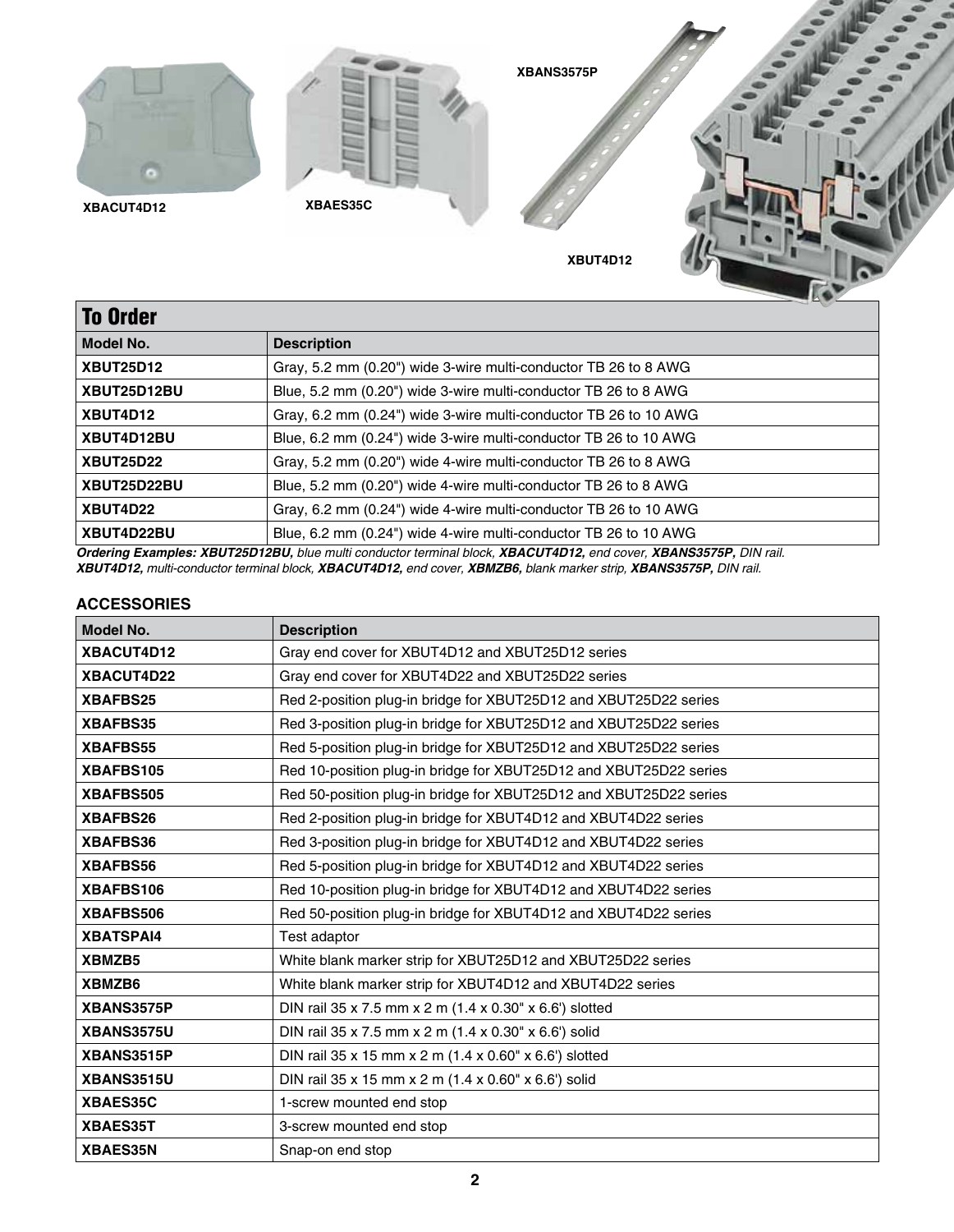XBACUT4D12

XBAES35C

XBANS3575P

XBUT4D12

## To Order

| Model No. | Description |
|---|---|
| **XBUT25D12** | Gray, 5.2 mm (0.20") wide 3-wire multi-conductor TB 26 to 8 AWG |
| **XBUT25D12BU** | Blue, 5.2 mm (0.20") wide 3-wire multi-conductor TB 26 to 8 AWG |
| **XBUT4D12** | Gray, 6.2 mm (0.24") wide 3-wire multi-conductor TB 26 to 10 AWG |
| **XBUT4D12BU** | Blue, 6.2 mm (0.24") wide 3-wire multi-conductor TB 26 to 10 AWG |
| **XBUT25D22** | Gray, 5.2 mm (0.20") wide 4-wire multi-conductor TB 26 to 8 AWG |
| **XBUT25D22BU** | Blue, 5.2 mm (0.20") wide 4-wire multi-conductor TB 26 to 8 AWG |
| **XBUT4D22** | Gray, 6.2 mm (0.24") wide 4-wire multi-conductor TB 26 to 10 AWG |
| **XBUT4D22BU** | Blue, 6.2 mm (0.24") wide 4-wire multi-conductor TB 26 to 10 AWG |

***Ordering Examples: XBUT25D12BU,*** *blue multi conductor terminal block,* ***XBACUT4D12,*** *end cover,* ***XBANS3575P,*** *DIN rail.*
***XBUT4D12,*** *multi-conductor terminal block,* ***XBACUT4D12,*** *end cover,* ***XBMZB6,*** *blank marker strip,* ***XBANS3575P,*** *DIN rail.*

### ACCESSORIES

| Model No. | Description |
|---|---|
| **XBACUT4D12** | Gray end cover for XBUT4D12 and XBUT25D12 series |
| **XBACUT4D22** | Gray end cover for XBUT4D22 and XBUT25D22 series |
| **XBAFBS25** | Red 2-position plug-in bridge for XBUT25D12 and XBUT25D22 series |
| **XBAFBS35** | Red 3-position plug-in bridge for XBUT25D12 and XBUT25D22 series |
| **XBAFBS55** | Red 5-position plug-in bridge for XBUT25D12 and XBUT25D22 series |
| **XBAFBS105** | Red 10-position plug-in bridge for XBUT25D12 and XBUT25D22 series |
| **XBAFBS505** | Red 50-position plug-in bridge for XBUT25D12 and XBUT25D22 series |
| **XBAFBS26** | Red 2-position plug-in bridge for XBUT4D12 and XBUT4D22 series |
| **XBAFBS36** | Red 3-position plug-in bridge for XBUT4D12 and XBUT4D22 series |
| **XBAFBS56** | Red 5-position plug-in bridge for XBUT4D12 and XBUT4D22 series |
| **XBAFBS106** | Red 10-position plug-in bridge for XBUT4D12 and XBUT4D22 series |
| **XBAFBS506** | Red 50-position plug-in bridge for XBUT4D12 and XBUT4D22 series |
| **XBATSPAI4** | Test adaptor |
| **XBMZB5** | White blank marker strip for XBUT25D12 and XBUT25D22 series |
| **XBMZB6** | White blank marker strip for XBUT4D12 and XBUT4D22 series |
| **XBANS3575P** | DIN rail 35 x 7.5 mm x 2 m (1.4 x 0.30" x 6.6') slotted |
| **XBANS3575U** | DIN rail 35 x 7.5 mm x 2 m (1.4 x 0.30" x 6.6') solid |
| **XBANS3515P** | DIN rail 35 x 15 mm x 2 m (1.4 x 0.60" x 6.6') slotted |
| **XBANS3515U** | DIN rail 35 x 15 mm x 2 m (1.4 x 0.60" x 6.6') solid |
| **XBAES35C** | 1-screw mounted end stop |
| **XBAES35T** | 3-screw mounted end stop |
| **XBAES35N** | Snap-on end stop |